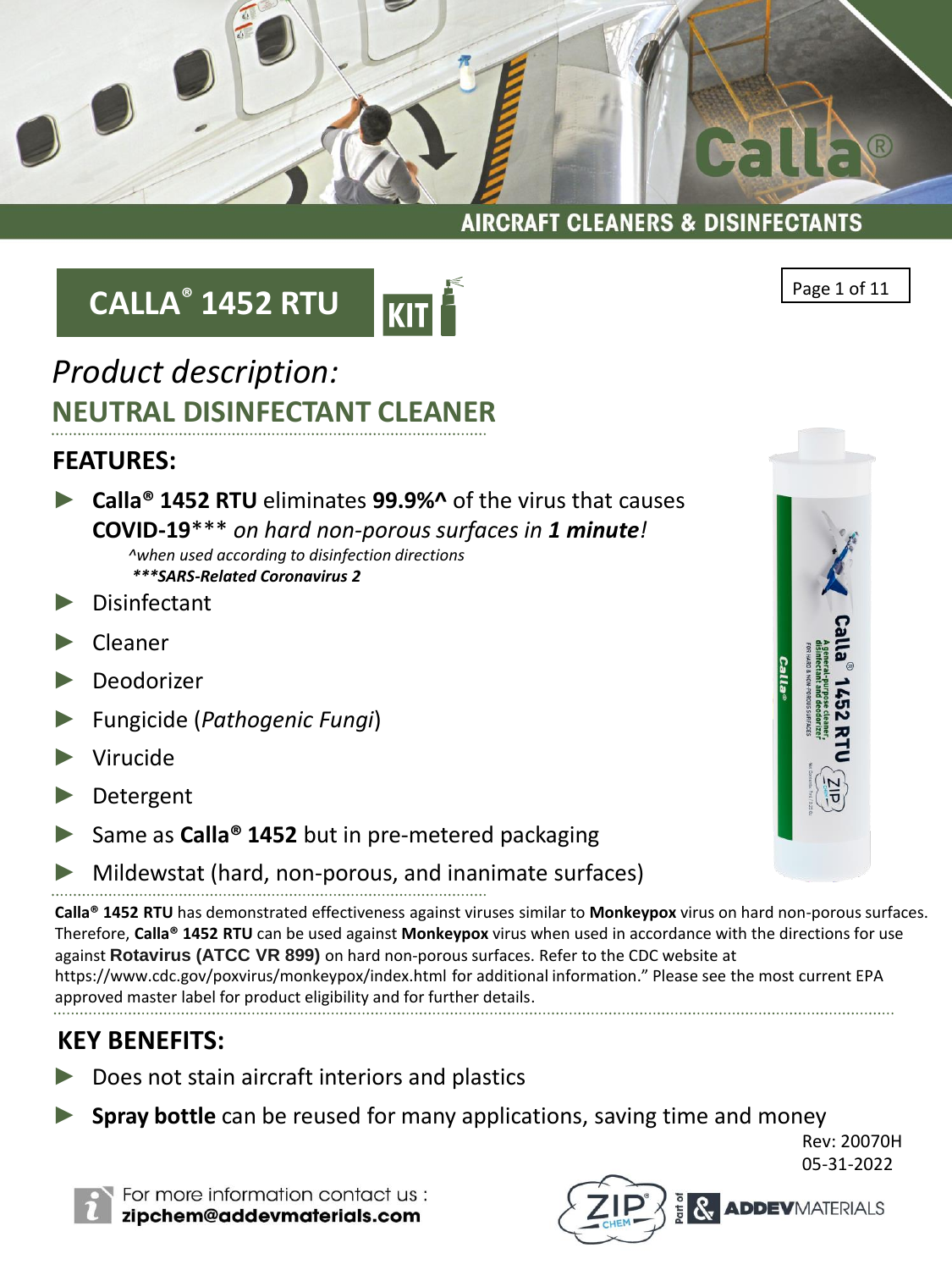AIRCRAFT CLEANERS & DISINFECTANTS

# CALLA® 1452 RTU KIT

*Product description:*

## NEUTRAL DISINFECTANT CLEANER

## FEATURES:

- **Calla® 1452 RTU** eliminates **99.9%^** of the virus that causes **COVID-19***** *on hard non-porous surfaces in **1 minute**!*
  - *^when used according to disinfection directions*
  - ****SARS-Related Coronavirus 2***
- Disinfectant
- Cleaner
- Deodorizer
- Fungicide (*Pathogenic Fungi*)
- Virucide
- Detergent
- Same as **Calla® 1452** but in pre-metered packaging
- Mildewstat (hard, non-porous, and inanimate surfaces)

**Calla® 1452 RTU** has demonstrated effectiveness against viruses similar to **Monkeypox** virus on hard non-porous surfaces. Therefore, **Calla® 1452 RTU** can be used against **Monkeypox** virus when used in accordance with the directions for use against **Rotavirus (ATCC VR 899)** on hard non-porous surfaces. Refer to the CDC website at https://www.cdc.gov/poxvirus/monkeypox/index.html for additional information." Please see the most current EPA approved master label for product eligibility and for further details.

## KEY BENEFITS:

- Does not stain aircraft interiors and plastics
- **Spray bottle** can be reused for many applications, saving time and money

Rev: 20070H
05-31-2022

For more information contact us :
**zipchem@addevmaterials.com**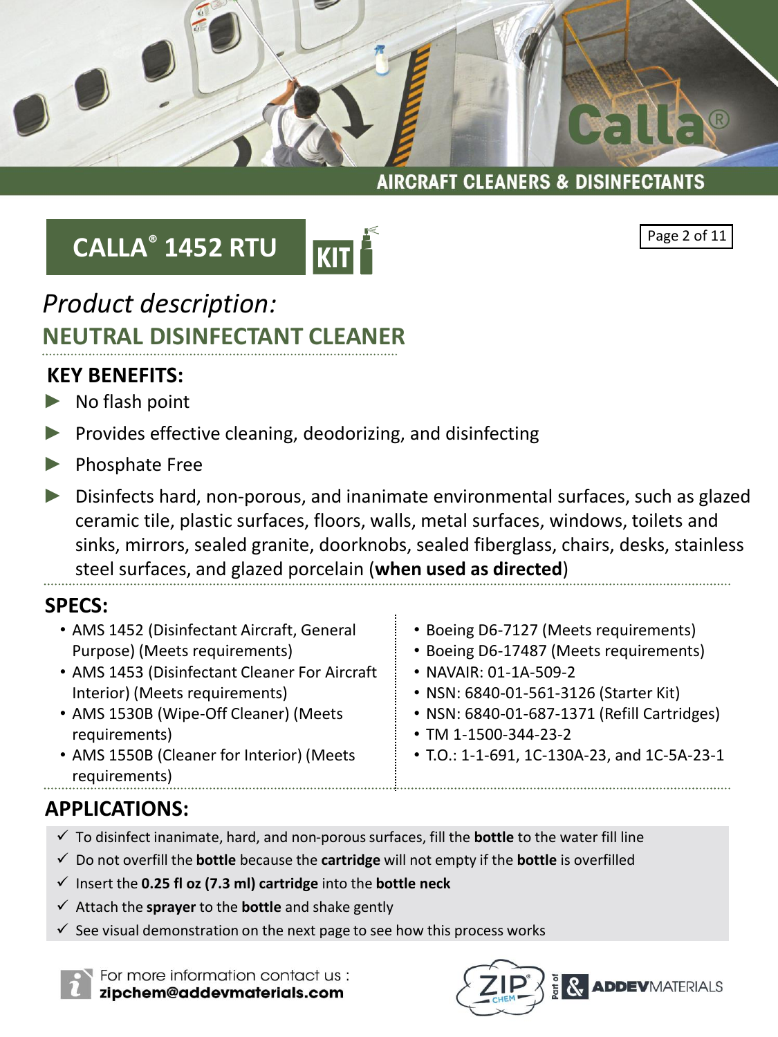# CALLA® 1452 RTU KIT

*Product description:*

## NEUTRAL DISINFECTANT CLEANER

### KEY BENEFITS:

- No flash point
- Provides effective cleaning, deodorizing, and disinfecting
- Phosphate Free
- Disinfects hard, non-porous, and inanimate environmental surfaces, such as glazed ceramic tile, plastic surfaces, floors, walls, metal surfaces, windows, toilets and sinks, mirrors, sealed granite, doorknobs, sealed fiberglass, chairs, desks, stainless steel surfaces, and glazed porcelain (**when used as directed**)

### SPECS:

- AMS 1452 (Disinfectant Aircraft, General Purpose) (Meets requirements)
- AMS 1453 (Disinfectant Cleaner For Aircraft Interior) (Meets requirements)
- AMS 1530B (Wipe-Off Cleaner) (Meets requirements)
- AMS 1550B (Cleaner for Interior) (Meets requirements)
- Boeing D6-7127 (Meets requirements)
- Boeing D6-17487 (Meets requirements)
- NAVAIR: 01-1A-509-2
- NSN: 6840-01-561-3126 (Starter Kit)
- NSN: 6840-01-687-1371 (Refill Cartridges)
- TM 1-1500-344-23-2
- T.O.: 1-1-691, 1C-130A-23, and 1C-5A-23-1

### APPLICATIONS:

- ✓ To disinfect inanimate, hard, and non-porous surfaces, fill the **bottle** to the water fill line
- ✓ Do not overfill the **bottle** because the **cartridge** will not empty if the **bottle** is overfilled
- ✓ Insert the **0.25 fl oz (7.3 ml) cartridge** into the **bottle neck**
- ✓ Attach the **sprayer** to the **bottle** and shake gently
- ✓ See visual demonstration on the next page to see how this process works

For more information contact us :
**zipchem@addevmaterials.com**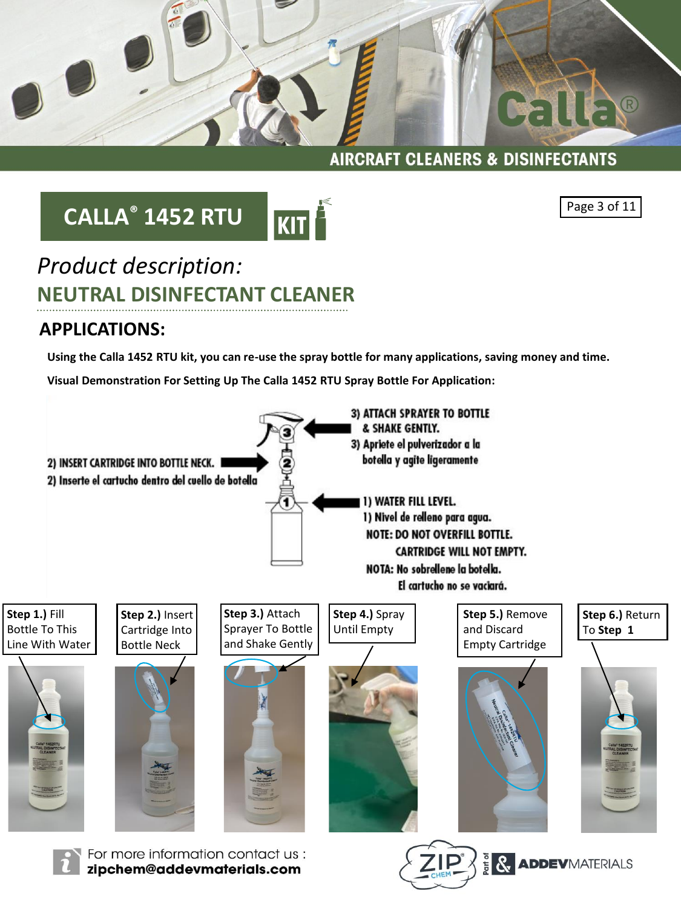AIRCRAFT CLEANERS & DISINFECTANTS

# CALLA® 1452 RTU KIT

*Product description:*

## NEUTRAL DISINFECTANT CLEANER

## APPLICATIONS:

**Using the Calla 1452 RTU kit, you can re-use the spray bottle for many applications, saving money and time.**

**Visual Demonstration For Setting Up The Calla 1452 RTU Spray Bottle For Application:**

3) ATTACH SPRAYER TO BOTTLE & SHAKE GENTLY.
3) Apriete el pulverizador a la botella y agite ligeramente

2) INSERT CARTRIDGE INTO BOTTLE NECK.
2) Inserte el cartucho dentro del cuello de botella

1) WATER FILL LEVEL.
1) Nivel de relleno para agua.
NOTE: DO NOT OVERFILL BOTTLE. CARTRIDGE WILL NOT EMPTY.
NOTA: No sobrellene la botella. El cartucho no se vaciará.

**Step 1.)** Fill Bottle To This Line With Water

**Step 2.)** Insert Cartridge Into Bottle Neck

**Step 3.)** Attach Sprayer To Bottle and Shake Gently

**Step 4.)** Spray Until Empty

**Step 5.)** Remove and Discard Empty Cartridge

**Step 6.)** Return To **Step 1**

For more information contact us :
**zipchem@addevmaterials.com**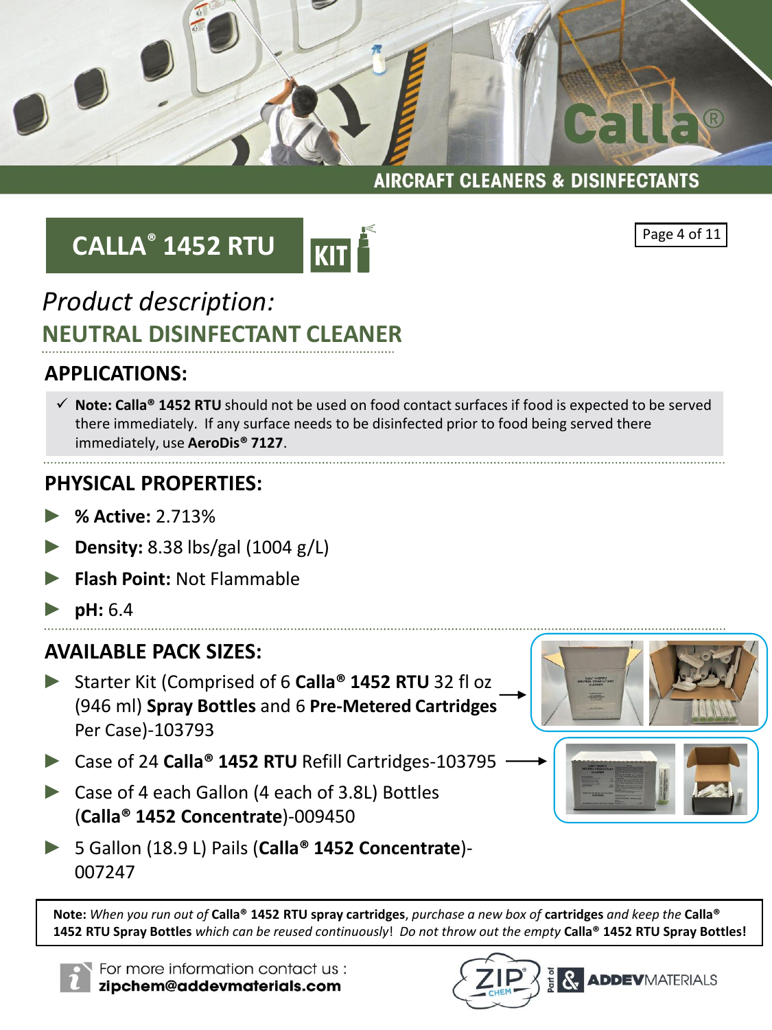# CALLA® 1452 RTU KIT

## Product description:

## NEUTRAL DISINFECTANT CLEANER

### APPLICATIONS:

- ✓ **Note: Calla® 1452 RTU** should not be used on food contact surfaces if food is expected to be served there immediately. If any surface needs to be disinfected prior to food being served there immediately, use **AeroDis® 7127**.

### PHYSICAL PROPERTIES:

- **% Active:** 2.713%
- **Density:** 8.38 lbs/gal (1004 g/L)
- **Flash Point:** Not Flammable
- **pH:** 6.4

### AVAILABLE PACK SIZES:

- Starter Kit (Comprised of 6 **Calla® 1452 RTU** 32 fl oz (946 ml) **Spray Bottles** and 6 **Pre-Metered Cartridges** Per Case)-103793
- Case of 24 **Calla® 1452 RTU** Refill Cartridges-103795
- Case of 4 each Gallon (4 each of 3.8L) Bottles (**Calla® 1452 Concentrate**)-009450
- 5 Gallon (18.9 L) Pails (**Calla® 1452 Concentrate**)-007247

**Note:** *When you run out of* **Calla® 1452 RTU spray cartridges**, *purchase a new box of* **cartridges** *and keep the* **Calla® 1452 RTU Spray Bottles** *which can be reused continuously*! *Do not throw out the empty* **Calla® 1452 RTU Spray Bottles!**

For more information contact us :
**zipchem@addevmaterials.com**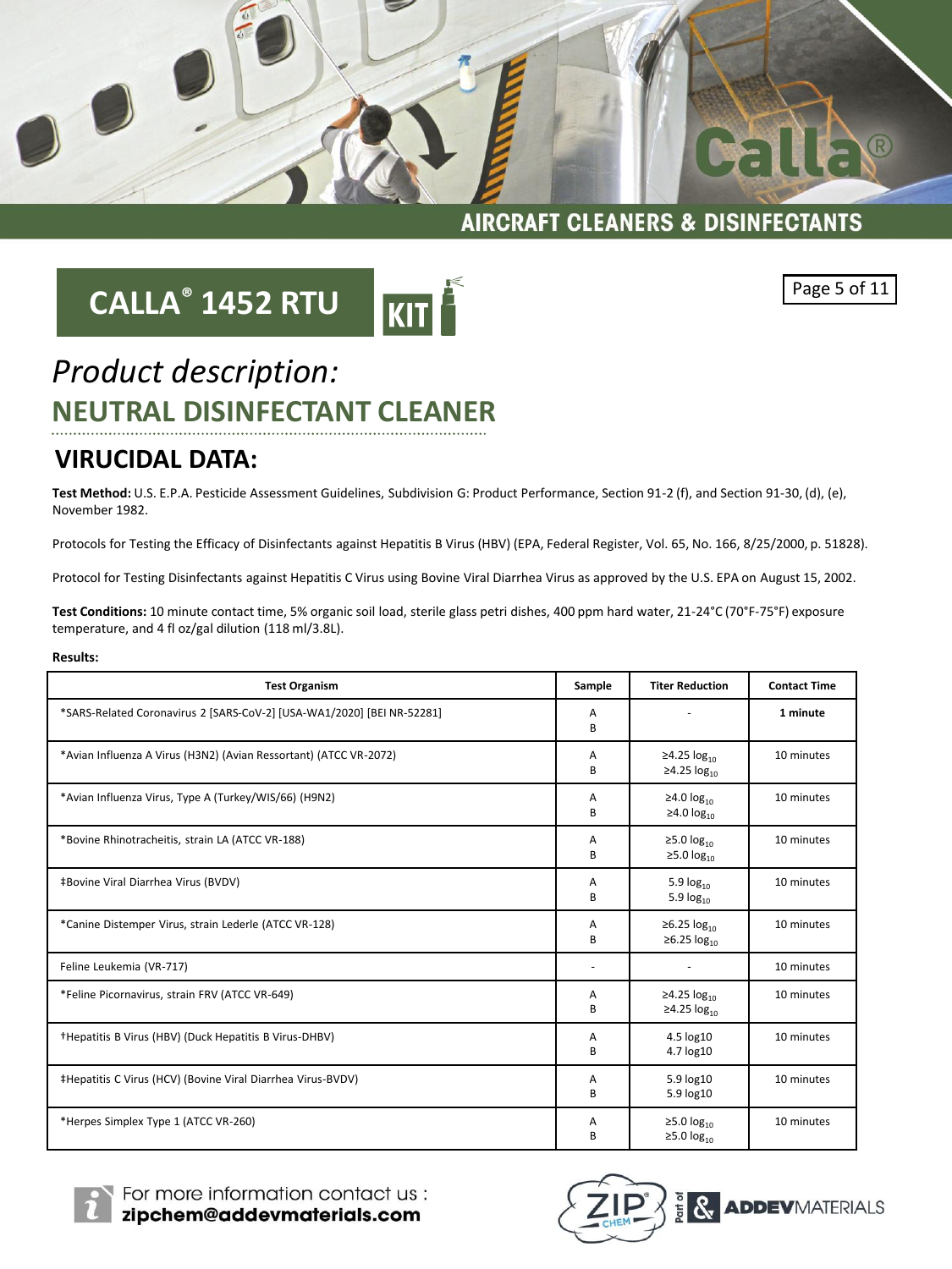AIRCRAFT CLEANERS & DISINFECTANTS

# CALLA® 1452 RTU KIT

## *Product description:*

## NEUTRAL DISINFECTANT CLEANER

## VIRUCIDAL DATA:

**Test Method:** U.S. E.P.A. Pesticide Assessment Guidelines, Subdivision G: Product Performance, Section 91-2 (f), and Section 91-30, (d), (e), November 1982.

Protocols for Testing the Efficacy of Disinfectants against Hepatitis B Virus (HBV) (EPA, Federal Register, Vol. 65, No. 166, 8/25/2000, p. 51828).

Protocol for Testing Disinfectants against Hepatitis C Virus using Bovine Viral Diarrhea Virus as approved by the U.S. EPA on August 15, 2002.

**Test Conditions:** 10 minute contact time, 5% organic soil load, sterile glass petri dishes, 400 ppm hard water, 21-24°C (70°F-75°F) exposure temperature, and 4 fl oz/gal dilution (118 ml/3.8L).

**Results:**

| Test Organism | Sample | Titer Reduction | Contact Time |
|---|---|---|---|
| *SARS-Related Coronavirus 2 [SARS-CoV-2] [USA-WA1/2020] [BEI NR-52281] | A<br>B | - | **1 minute** |
| *Avian Influenza A Virus (H3N2) (Avian Ressortant) (ATCC VR-2072) | A<br>B | ≥4.25 $log_{10}$<br>≥4.25 $log_{10}$ | 10 minutes |
| *Avian Influenza Virus, Type A (Turkey/WIS/66) (H9N2) | A<br>B | ≥4.0 $log_{10}$<br>≥4.0 $log_{10}$ | 10 minutes |
| *Bovine Rhinotracheitis, strain LA (ATCC VR-188) | A<br>B | ≥5.0 $log_{10}$<br>≥5.0 $log_{10}$ | 10 minutes |
| ‡Bovine Viral Diarrhea Virus (BVDV) | A<br>B | 5.9 $log_{10}$<br>5.9 $log_{10}$ | 10 minutes |
| *Canine Distemper Virus, strain Lederle (ATCC VR-128) | A<br>B | ≥6.25 $log_{10}$<br>≥6.25 $log_{10}$ | 10 minutes |
| Feline Leukemia (VR-717) | - | - | 10 minutes |
| *Feline Picornavirus, strain FRV (ATCC VR-649) | A<br>B | ≥4.25 $log_{10}$<br>≥4.25 $log_{10}$ | 10 minutes |
| †Hepatitis B Virus (HBV) (Duck Hepatitis B Virus-DHBV) | A<br>B | 4.5 log10<br>4.7 log10 | 10 minutes |
| ‡Hepatitis C Virus (HCV) (Bovine Viral Diarrhea Virus-BVDV) | A<br>B | 5.9 log10<br>5.9 log10 | 10 minutes |
| *Herpes Simplex Type 1 (ATCC VR-260) | A<br>B | ≥5.0 $log_{10}$<br>≥5.0 $log_{10}$ | 10 minutes |

For more information contact us : **zipchem@addevmaterials.com**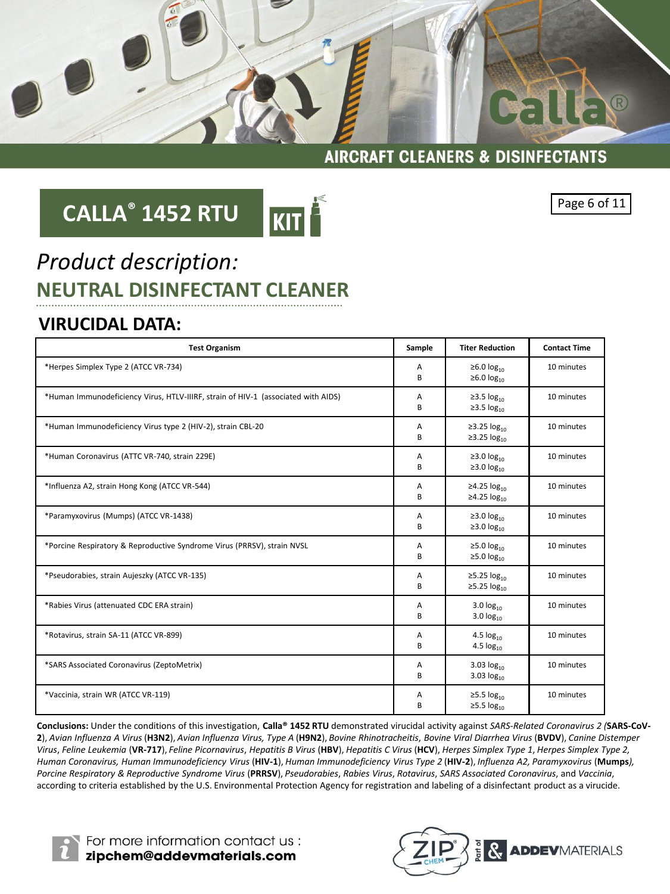# CALLA® 1452 RTU

*Product description:*

## NEUTRAL DISINFECTANT CLEANER

### VIRUCIDAL DATA:

| Test Organism | Sample | Titer Reduction | Contact Time |
|---|---|---|---|
| *Herpes Simplex Type 2 (ATCC VR-734) | A<br>B | $\geq 6.0 \log_{10}$<br>$\geq 6.0 \log_{10}$ | 10 minutes |
| *Human Immunodeficiency Virus, HTLV-IIIRF, strain of HIV-1 (associated with AIDS) | A<br>B | $\geq 3.5 \log_{10}$<br>$\geq 3.5 \log_{10}$ | 10 minutes |
| *Human Immunodeficiency Virus type 2 (HIV-2), strain CBL-20 | A<br>B | $\geq 3.25 \log_{10}$<br>$\geq 3.25 \log_{10}$ | 10 minutes |
| *Human Coronavirus (ATTC VR-740, strain 229E) | A<br>B | $\geq 3.0 \log_{10}$<br>$\geq 3.0 \log_{10}$ | 10 minutes |
| *Influenza A2, strain Hong Kong (ATCC VR-544) | A<br>B | $\geq 4.25 \log_{10}$<br>$\geq 4.25 \log_{10}$ | 10 minutes |
| *Paramyxovirus (Mumps) (ATCC VR-1438) | A<br>B | $\geq 3.0 \log_{10}$<br>$\geq 3.0 \log_{10}$ | 10 minutes |
| *Porcine Respiratory & Reproductive Syndrome Virus (PRRSV), strain NVSL | A<br>B | $\geq 5.0 \log_{10}$<br>$\geq 5.0 \log_{10}$ | 10 minutes |
| *Pseudorabies, strain Aujeszky (ATCC VR-135) | A<br>B | $\geq 5.25 \log_{10}$<br>$\geq 5.25 \log_{10}$ | 10 minutes |
| *Rabies Virus (attenuated CDC ERA strain) | A<br>B | $3.0 \log_{10}$<br>$3.0 \log_{10}$ | 10 minutes |
| *Rotavirus, strain SA-11 (ATCC VR-899) | A<br>B | $4.5 \log_{10}$<br>$4.5 \log_{10}$ | 10 minutes |
| *SARS Associated Coronavirus (ZeptoMetrix) | A<br>B | $3.03 \log_{10}$<br>$3.03 \log_{10}$ | 10 minutes |
| *Vaccinia, strain WR (ATCC VR-119) | A<br>B | $\geq 5.5 \log_{10}$<br>$\geq 5.5 \log_{10}$ | 10 minutes |

**Conclusions:** Under the conditions of this investigation, **Calla® 1452 RTU** demonstrated virucidal activity against *SARS-Related Coronavirus 2 (***SARS-CoV-2**), *Avian Influenza A Virus* (**H3N2**), *Avian Influenza Virus, Type A* (**H9N2**), *Bovine Rhinotracheitis*, *Bovine Viral Diarrhea Virus* (**BVDV**), *Canine Distemper Virus*, *Feline Leukemia* (**VR-717**), *Feline Picornavirus*, *Hepatitis B Virus* (**HBV**), *Hepatitis C Virus* (**HCV**), *Herpes Simplex Type 1*, *Herpes Simplex Type 2, Human Coronavirus, Human Immunodeficiency Virus* (**HIV-1**), *Human Immunodeficiency Virus Type 2* (**HIV-2**), *Influenza A2, Paramyxovirus* (**Mumps**), *Porcine Respiratory & Reproductive Syndrome Virus* (**PRRSV**), *Pseudorabies*, *Rabies Virus*, *Rotavirus*, *SARS Associated Coronavirus*, and *Vaccinia*, according to criteria established by the U.S. Environmental Protection Agency for registration and labeling of a disinfectant product as a virucide.

For more information contact us :
**zipchem@addevmaterials.com**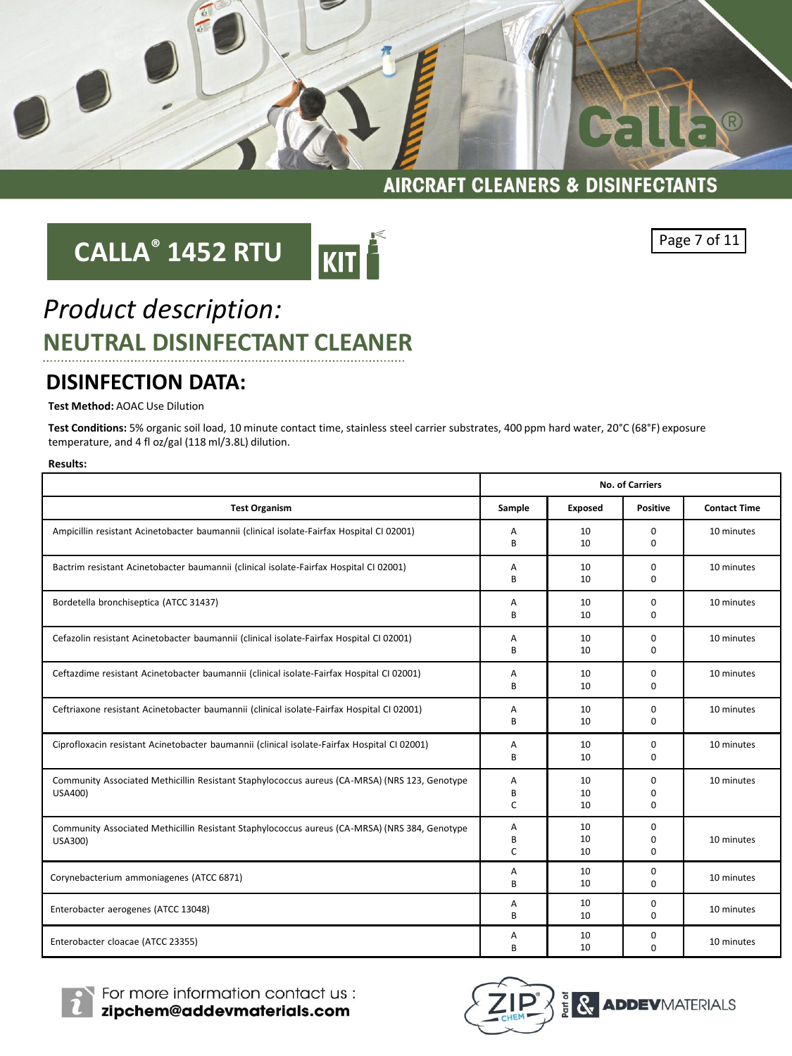# AIRCRAFT CLEANERS & DISINFECTANTS

## CALLA® 1452 RTU KIT

*Product description:*

## NEUTRAL DISINFECTANT CLEANER

## DISINFECTION DATA:

**Test Method:** AOAC Use Dilution

**Test Conditions:** 5% organic soil load, 10 minute contact time, stainless steel carrier substrates, 400 ppm hard water, 20°C (68°F) exposure temperature, and 4 fl oz/gal (118 ml/3.8L) dilution.

**Results:**

| | No. of Carriers | | | |
|---|---|---|---|---|
| **Test Organism** | **Sample** | **Exposed** | **Positive** | **Contact Time** |
| Ampicillin resistant Acinetobacter baumannii (clinical isolate-Fairfax Hospital CI 02001) | A<br>B | 10<br>10 | 0<br>0 | 10 minutes |
| Bactrim resistant Acinetobacter baumannii (clinical isolate-Fairfax Hospital CI 02001) | A<br>B | 10<br>10 | 0<br>0 | 10 minutes |
| Bordetella bronchiseptica (ATCC 31437) | A<br>B | 10<br>10 | 0<br>0 | 10 minutes |
| Cefazolin resistant Acinetobacter baumannii (clinical isolate-Fairfax Hospital CI 02001) | A<br>B | 10<br>10 | 0<br>0 | 10 minutes |
| Ceftazdime resistant Acinetobacter baumannii (clinical isolate-Fairfax Hospital CI 02001) | A<br>B | 10<br>10 | 0<br>0 | 10 minutes |
| Ceftriaxone resistant Acinetobacter baumannii (clinical isolate-Fairfax Hospital CI 02001) | A<br>B | 10<br>10 | 0<br>0 | 10 minutes |
| Ciprofloxacin resistant Acinetobacter baumannii (clinical isolate-Fairfax Hospital CI 02001) | A<br>B | 10<br>10 | 0<br>0 | 10 minutes |
| Community Associated Methicillin Resistant Staphylococcus aureus (CA-MRSA) (NRS 123, Genotype USA400) | A<br>B<br>C | 10<br>10<br>10 | 0<br>0<br>0 | 10 minutes |
| Community Associated Methicillin Resistant Staphylococcus aureus (CA-MRSA) (NRS 384, Genotype USA300) | A<br>B<br>C | 10<br>10<br>10 | 0<br>0<br>0 | 10 minutes |
| Corynebacterium ammoniagenes (ATCC 6871) | A<br>B | 10<br>10 | 0<br>0 | 10 minutes |
| Enterobacter aerogenes (ATCC 13048) | A<br>B | 10<br>10 | 0<br>0 | 10 minutes |
| Enterobacter cloacae (ATCC 23355) | A<br>B | 10<br>10 | 0<br>0 | 10 minutes |

For more information contact us :
**zipchem@addevmaterials.com**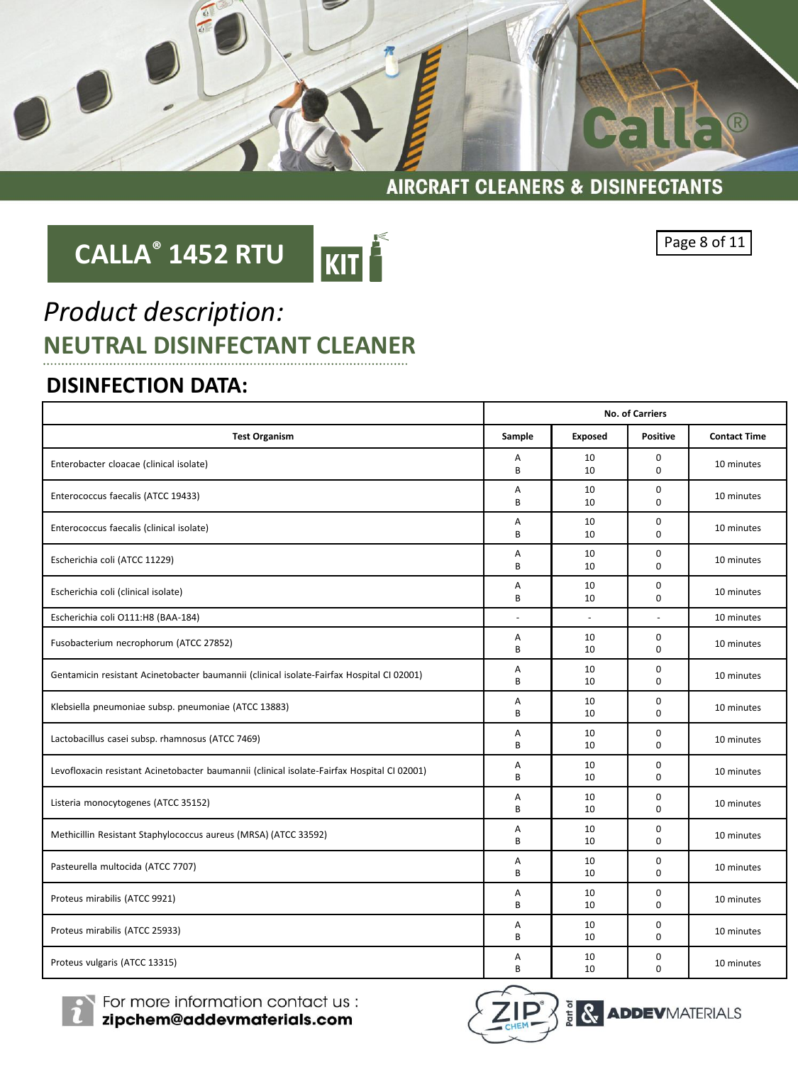# CALLA® 1452 RTU KIT

*Product description:*

## NEUTRAL DISINFECTANT CLEANER

## DISINFECTION DATA:

| Test Organism | No. of Carriers | | | |
|---|---|---|---|---|
| | Sample | Exposed | Positive | Contact Time |
| Enterobacter cloacae (clinical isolate) | A<br>B | 10<br>10 | 0<br>0 | 10 minutes |
| Enterococcus faecalis (ATCC 19433) | A<br>B | 10<br>10 | 0<br>0 | 10 minutes |
| Enterococcus faecalis (clinical isolate) | A<br>B | 10<br>10 | 0<br>0 | 10 minutes |
| Escherichia coli (ATCC 11229) | A<br>B | 10<br>10 | 0<br>0 | 10 minutes |
| Escherichia coli (clinical isolate) | A<br>B | 10<br>10 | 0<br>0 | 10 minutes |
| Escherichia coli O111:H8 (BAA-184) | - | - | - | 10 minutes |
| Fusobacterium necrophorum (ATCC 27852) | A<br>B | 10<br>10 | 0<br>0 | 10 minutes |
| Gentamicin resistant Acinetobacter baumannii (clinical isolate-Fairfax Hospital CI 02001) | A<br>B | 10<br>10 | 0<br>0 | 10 minutes |
| Klebsiella pneumoniae subsp. pneumoniae (ATCC 13883) | A<br>B | 10<br>10 | 0<br>0 | 10 minutes |
| Lactobacillus casei subsp. rhamnosus (ATCC 7469) | A<br>B | 10<br>10 | 0<br>0 | 10 minutes |
| Levofloxacin resistant Acinetobacter baumannii (clinical isolate-Fairfax Hospital CI 02001) | A<br>B | 10<br>10 | 0<br>0 | 10 minutes |
| Listeria monocytogenes (ATCC 35152) | A<br>B | 10<br>10 | 0<br>0 | 10 minutes |
| Methicillin Resistant Staphylococcus aureus (MRSA) (ATCC 33592) | A<br>B | 10<br>10 | 0<br>0 | 10 minutes |
| Pasteurella multocida (ATCC 7707) | A<br>B | 10<br>10 | 0<br>0 | 10 minutes |
| Proteus mirabilis (ATCC 9921) | A<br>B | 10<br>10 | 0<br>0 | 10 minutes |
| Proteus mirabilis (ATCC 25933) | A<br>B | 10<br>10 | 0<br>0 | 10 minutes |
| Proteus vulgaris (ATCC 13315) | A<br>B | 10<br>10 | 0<br>0 | 10 minutes |

For more information contact us :
**zipchem@addevmaterials.com**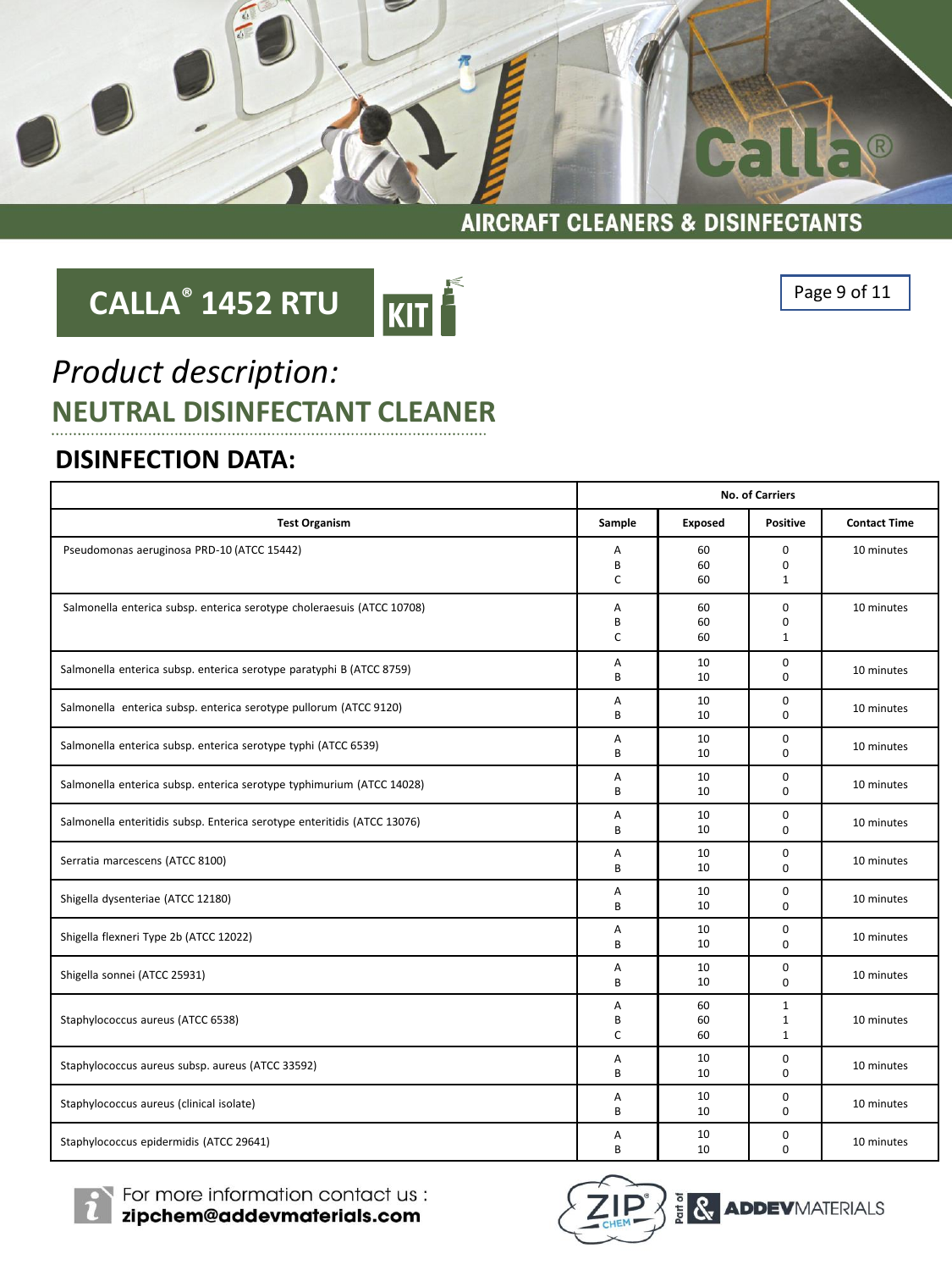# CALLA® 1452 RTU

*Product description:*

## NEUTRAL DISINFECTANT CLEANER

## DISINFECTION DATA:

| Test Organism | No. of Carriers | | | |
|---|---|---|---|---|
| | Sample | Exposed | Positive | Contact Time |
| Pseudomonas aeruginosa PRD-10 (ATCC 15442) | A<br>B<br>C | 60<br>60<br>60 | 0<br>0<br>1 | 10 minutes |
| Salmonella enterica subsp. enterica serotype choleraesuis (ATCC 10708) | A<br>B<br>C | 60<br>60<br>60 | 0<br>0<br>1 | 10 minutes |
| Salmonella enterica subsp. enterica serotype paratyphi B (ATCC 8759) | A<br>B | 10<br>10 | 0<br>0 | 10 minutes |
| Salmonella enterica subsp. enterica serotype pullorum (ATCC 9120) | A<br>B | 10<br>10 | 0<br>0 | 10 minutes |
| Salmonella enterica subsp. enterica serotype typhi (ATCC 6539) | A<br>B | 10<br>10 | 0<br>0 | 10 minutes |
| Salmonella enterica subsp. enterica serotype typhimurium (ATCC 14028) | A<br>B | 10<br>10 | 0<br>0 | 10 minutes |
| Salmonella enteritidis subsp. Enterica serotype enteritidis (ATCC 13076) | A<br>B | 10<br>10 | 0<br>0 | 10 minutes |
| Serratia marcescens (ATCC 8100) | A<br>B | 10<br>10 | 0<br>0 | 10 minutes |
| Shigella dysenteriae (ATCC 12180) | A<br>B | 10<br>10 | 0<br>0 | 10 minutes |
| Shigella flexneri Type 2b (ATCC 12022) | A<br>B | 10<br>10 | 0<br>0 | 10 minutes |
| Shigella sonnei (ATCC 25931) | A<br>B | 10<br>10 | 0<br>0 | 10 minutes |
| Staphylococcus aureus (ATCC 6538) | A<br>B<br>C | 60<br>60<br>60 | 1<br>1<br>1 | 10 minutes |
| Staphylococcus aureus subsp. aureus (ATCC 33592) | A<br>B | 10<br>10 | 0<br>0 | 10 minutes |
| Staphylococcus aureus (clinical isolate) | A<br>B | 10<br>10 | 0<br>0 | 10 minutes |
| Staphylococcus epidermidis (ATCC 29641) | A<br>B | 10<br>10 | 0<br>0 | 10 minutes |

For more information contact us :
**zipchem@addevmaterials.com**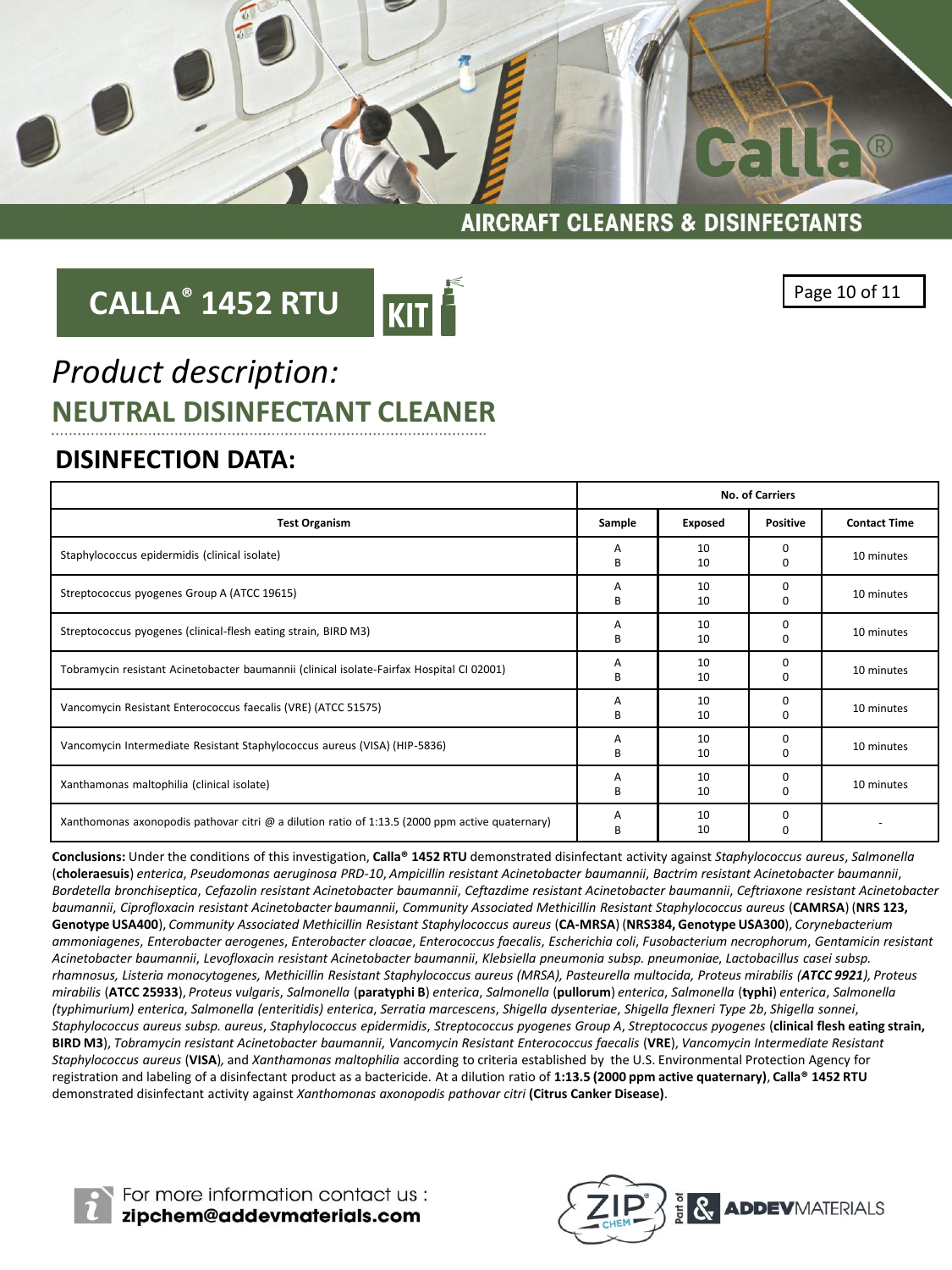# CALLA® 1452 RTU KIT

AIRCRAFT CLEANERS & DISINFECTANTS

## *Product description:*

## NEUTRAL DISINFECTANT CLEANER

## DISINFECTION DATA:

| Test Organism | No. of Carriers | | | |
|---|---|---|---|---|
| | Sample | Exposed | Positive | Contact Time |
| Staphylococcus epidermidis (clinical isolate) | A<br>B | 10<br>10 | 0<br>0 | 10 minutes |
| Streptococcus pyogenes Group A (ATCC 19615) | A<br>B | 10<br>10 | 0<br>0 | 10 minutes |
| Streptococcus pyogenes (clinical-flesh eating strain, BIRD M3) | A<br>B | 10<br>10 | 0<br>0 | 10 minutes |
| Tobramycin resistant Acinetobacter baumannii (clinical isolate-Fairfax Hospital CI 02001) | A<br>B | 10<br>10 | 0<br>0 | 10 minutes |
| Vancomycin Resistant Enterococcus faecalis (VRE) (ATCC 51575) | A<br>B | 10<br>10 | 0<br>0 | 10 minutes |
| Vancomycin Intermediate Resistant Staphylococcus aureus (VISA) (HIP-5836) | A<br>B | 10<br>10 | 0<br>0 | 10 minutes |
| Xanthamonas maltophilia (clinical isolate) | A<br>B | 10<br>10 | 0<br>0 | 10 minutes |
| Xanthomonas axonopodis pathovar citri @ a dilution ratio of 1:13.5 (2000 ppm active quaternary) | A<br>B | 10<br>10 | 0<br>0 | - |

**Conclusions:** Under the conditions of this investigation, **Calla® 1452 RTU** demonstrated disinfectant activity against *Staphylococcus aureus*, *Salmonella* (**choleraesuis**) *enterica*, *Pseudomonas aeruginosa PRD-10*, *Ampicillin resistant Acinetobacter baumannii*, *Bactrim resistant Acinetobacter baumannii*, *Bordetella bronchiseptica*, *Cefazolin resistant Acinetobacter baumannii*, *Ceftazdime resistant Acinetobacter baumannii*, *Ceftriaxone resistant Acinetobacter baumannii*, *Ciprofloxacin resistant Acinetobacter baumannii*, *Community Associated Methicillin Resistant Staphylococcus aureus* (**CAMRSA**) (**NRS 123, Genotype USA400**), *Community Associated Methicillin Resistant Staphylococcus aureus* (**CA-MRSA**) (**NRS384, Genotype USA300**), *Corynebacterium ammoniagenes*, *Enterobacter aerogenes*, *Enterobacter cloacae*, *Enterococcus faecalis*, *Escherichia coli*, *Fusobacterium necrophorum*, *Gentamicin resistant Acinetobacter baumannii*, *Levofloxacin resistant Acinetobacter baumannii*, *Klebsiella pneumonia subsp. pneumoniae*, *Lactobacillus casei subsp. rhamnosus*, *Listeria monocytogenes*, *Methicillin Resistant Staphylococcus aureus (MRSA)*, *Pasteurella multocida*, *Proteus mirabilis (**ATCC 9921**)*, *Proteus mirabilis* (**ATCC 25933**), *Proteus vulgaris*, *Salmonella* (**paratyphi B**) *enterica*, *Salmonella* (**pullorum**) *enterica*, *Salmonella* (**typhi**) *enterica*, *Salmonella (typhimurium) enterica*, *Salmonella (enteritidis) enterica*, *Serratia marcescens*, *Shigella dysenteriae*, *Shigella flexneri Type 2b*, *Shigella sonnei*, *Staphylococcus aureus subsp. aureus*, *Staphylococcus epidermidis*, *Streptococcus pyogenes Group A*, *Streptococcus pyogenes* (**clinical flesh eating strain, BIRD M3**), *Tobramycin resistant Acinetobacter baumannii*, *Vancomycin Resistant Enterococcus faecalis* (**VRE**), *Vancomycin Intermediate Resistant Staphylococcus aureus* (**VISA**), and *Xanthamonas maltophilia* according to criteria established by the U.S. Environmental Protection Agency for registration and labeling of a disinfectant product as a bactericide. At a dilution ratio of **1:13.5 (2000 ppm active quaternary)**, **Calla® 1452 RTU** demonstrated disinfectant activity against *Xanthomonas axonopodis pathovar citri* **(Citrus Canker Disease)**.

For more information contact us : **zipchem@addevmaterials.com**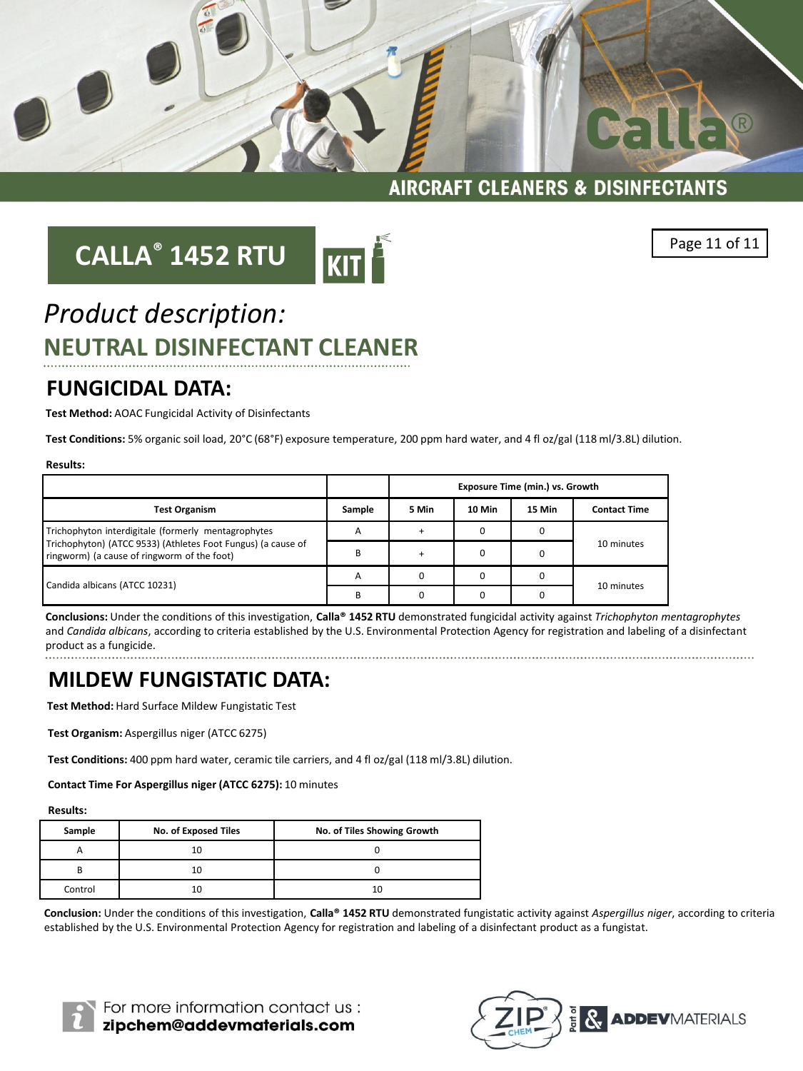# CALLA® 1452 RTU

## *Product description:*

## NEUTRAL DISINFECTANT CLEANER

## FUNGICIDAL DATA:

**Test Method:** AOAC Fungicidal Activity of Disinfectants

**Test Conditions:** 5% organic soil load, 20°C (68°F) exposure temperature, 200 ppm hard water, and 4 fl oz/gal (118 ml/3.8L) dilution.

**Results:**

| | | Exposure Time (min.) vs. Growth | | | |
|---|---|---|---|---|---|
| **Test Organism** | **Sample** | **5 Min** | **10 Min** | **15 Min** | **Contact Time** |
| Trichophyton interdigitale (formerly mentagrophytes Trichophyton) (ATCC 9533) (Athletes Foot Fungus) (a cause of ringworm) (a cause of ringworm of the foot) | A | + | 0 | 0 | 10 minutes |
| | B | + | 0 | 0 | |
| Candida albicans (ATCC 10231) | A | 0 | 0 | 0 | 10 minutes |
| | B | 0 | 0 | 0 | |

**Conclusions:** Under the conditions of this investigation, **Calla® 1452 RTU** demonstrated fungicidal activity against *Trichophyton mentagrophytes* and *Candida albicans*, according to criteria established by the U.S. Environmental Protection Agency for registration and labeling of a disinfectant product as a fungicide.

## MILDEW FUNGISTATIC DATA:

**Test Method:** Hard Surface Mildew Fungistatic Test

**Test Organism:** Aspergillus niger (ATCC 6275)

**Test Conditions:** 400 ppm hard water, ceramic tile carriers, and 4 fl oz/gal (118 ml/3.8L) dilution.

**Contact Time For Aspergillus niger (ATCC 6275):** 10 minutes

**Results:**

| Sample | No. of Exposed Tiles | No. of Tiles Showing Growth |
|---|---|---|
| A | 10 | 0 |
| B | 10 | 0 |
| Control | 10 | 10 |

**Conclusion:** Under the conditions of this investigation, **Calla® 1452 RTU** demonstrated fungistatic activity against *Aspergillus niger*, according to criteria established by the U.S. Environmental Protection Agency for registration and labeling of a disinfectant product as a fungistat.

For more information contact us :
**zipchem@addevmaterials.com**